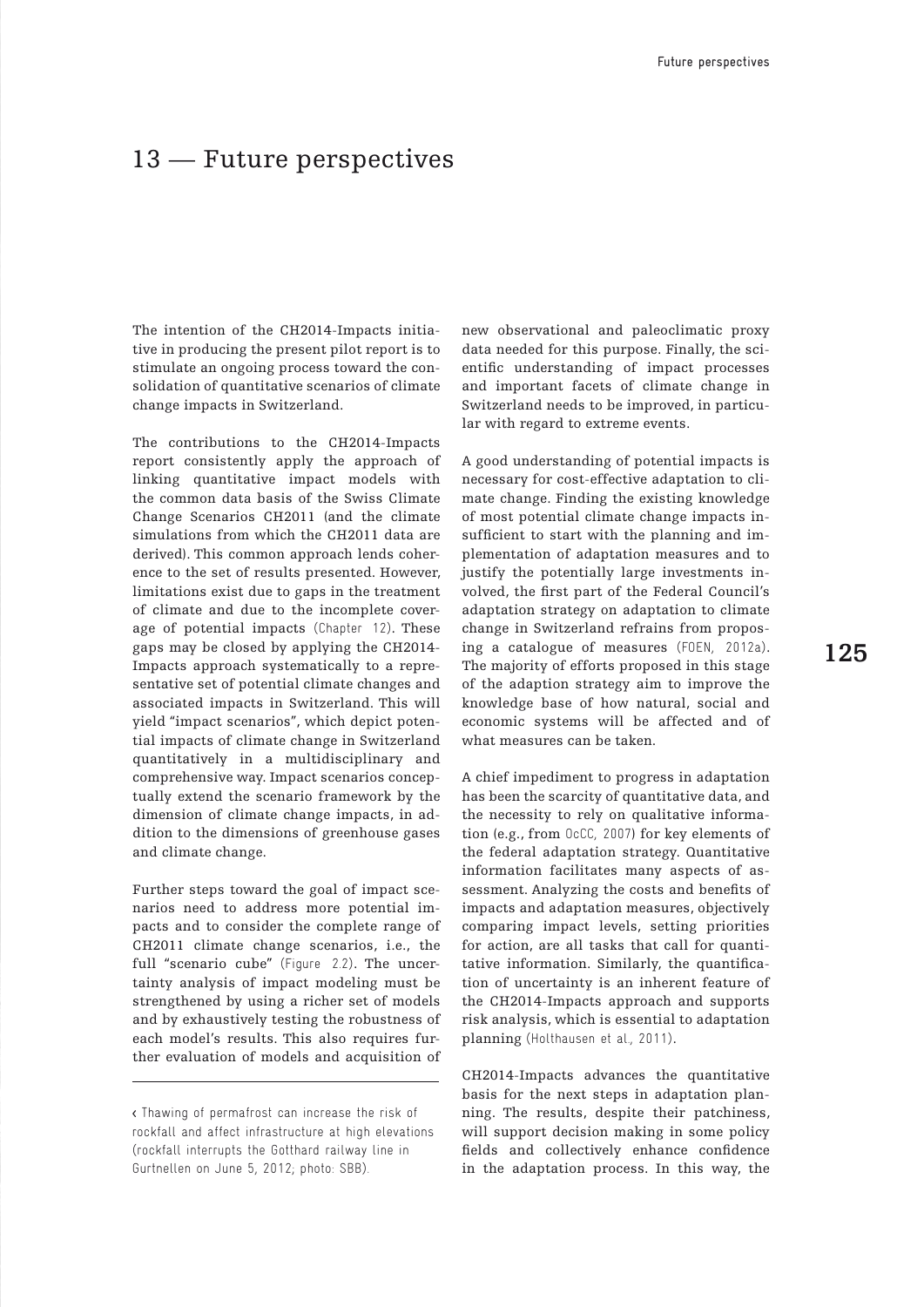# 13 — Future perspectives

The intention of the CH2014-Impacts initiative in producing the present pilot report is to stimulate an ongoing process toward the consolidation of quantitative scenarios of climate change impacts in Switzerland.

The contributions to the CH2014-Impacts report consistently apply the approach of linking quantitative impact models with the common data basis of the Swiss Climate Change Scenarios CH2011 (and the climate simulations from which the CH2011 data are derived). This common approach lends coherence to the set of results presented. However, limitations exist due to gaps in the treatment of climate and due to the incomplete coverage of potential impacts (Chapter 12). These gaps may be closed by applying the CH2014-Impacts approach systematically to a representative set of potential climate changes and associated impacts in Switzerland. This will yield "impact scenarios", which depict potential impacts of climate change in Switzerland quantitatively in a multidisciplinary and comprehensive way. Impact scenarios conceptually extend the scenario framework by the dimension of climate change impacts, in addition to the dimensions of greenhouse gases and climate change.

Further steps toward the goal of impact scenarios need to address more potential impacts and to consider the complete range of CH2011 climate change scenarios, i.e., the full "scenario cube" (Figure 2.2). The uncertainty analysis of impact modeling must be strengthened by using a richer set of models and by exhaustively testing the robustness of each model's results. This also requires further evaluation of models and acquisition of new observational and paleoclimatic proxy data needed for this purpose. Finally, the scientific understanding of impact processes and important facets of climate change in Switzerland needs to be improved, in particular with regard to extreme events.

‹ Thawing of permafrost can increase the risk of rockfall and affect infrastructure at high elevations (rockfall interrupts the Gotthard railway line in Gurtnellen on June 5, 2012; photo: SBB).

A good understanding of potential impacts is necessary for cost-effective adaptation to climate change. Finding the existing knowledge of most potential climate change impacts insufficient to start with the planning and implementation of adaptation measures and to justify the potentially large investments involved, the first part of the Federal Council's adaptation strategy on adaptation to climate change in Switzerland refrains from proposing a catalogue of measures (FOEN, 2012a). The majority of efforts proposed in this stage of the adaption strategy aim to improve the knowledge base of how natural, social and economic systems will be affected and of what measures can be taken.

A chief impediment to progress in adaptation has been the scarcity of quantitative data, and the necessity to rely on qualitative information (e.g., from OcCC, 2007) for key elements of the federal adaptation strategy. Quantitative information facilitates many aspects of assessment. Analyzing the costs and benefits of impacts and adaptation measures, objectively comparing impact levels, setting priorities for action, are all tasks that call for quantitative information. Similarly, the quantification of uncertainty is an inherent feature of the CH2014-Impacts approach and supports risk analysis, which is essential to adaptation planning (Holthausen et al., 2011).

CH2014-Impacts advances the quantitative basis for the next steps in adaptation planning. The results, despite their patchiness, will support decision making in some policy fields and collectively enhance confidence in the adaptation process. In this way, the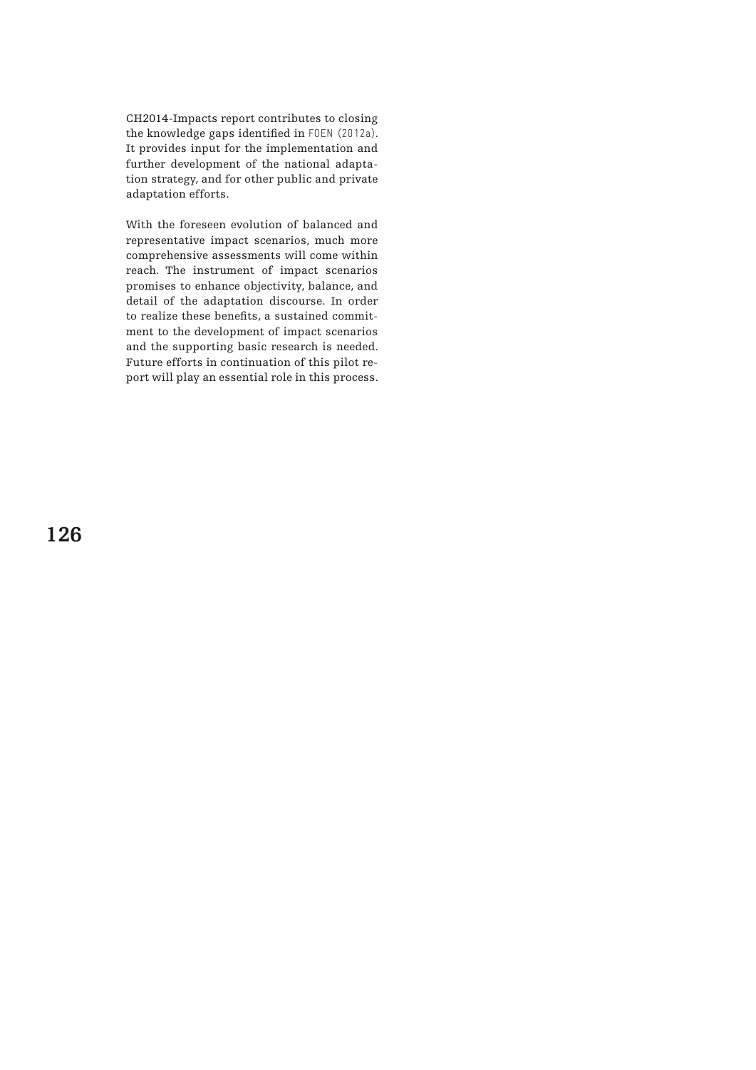CH2014-Impacts report contributes to closing the knowledge gaps identified in FOEN (2012a). It provides input for the implementation and further development of the national adaptation strategy, and for other public and private adaptation efforts.

With the foreseen evolution of balanced and representative impact scenarios, much more comprehensive assessments will come within reach. The instrument of impact scenarios promises to enhance objectivity, balance, and detail of the adaptation discourse. In order to realize these benefits, a sustained commitment to the development of impact scenarios and the supporting basic research is needed. Future efforts in continuation of this pilot report will play an essential role in this process.